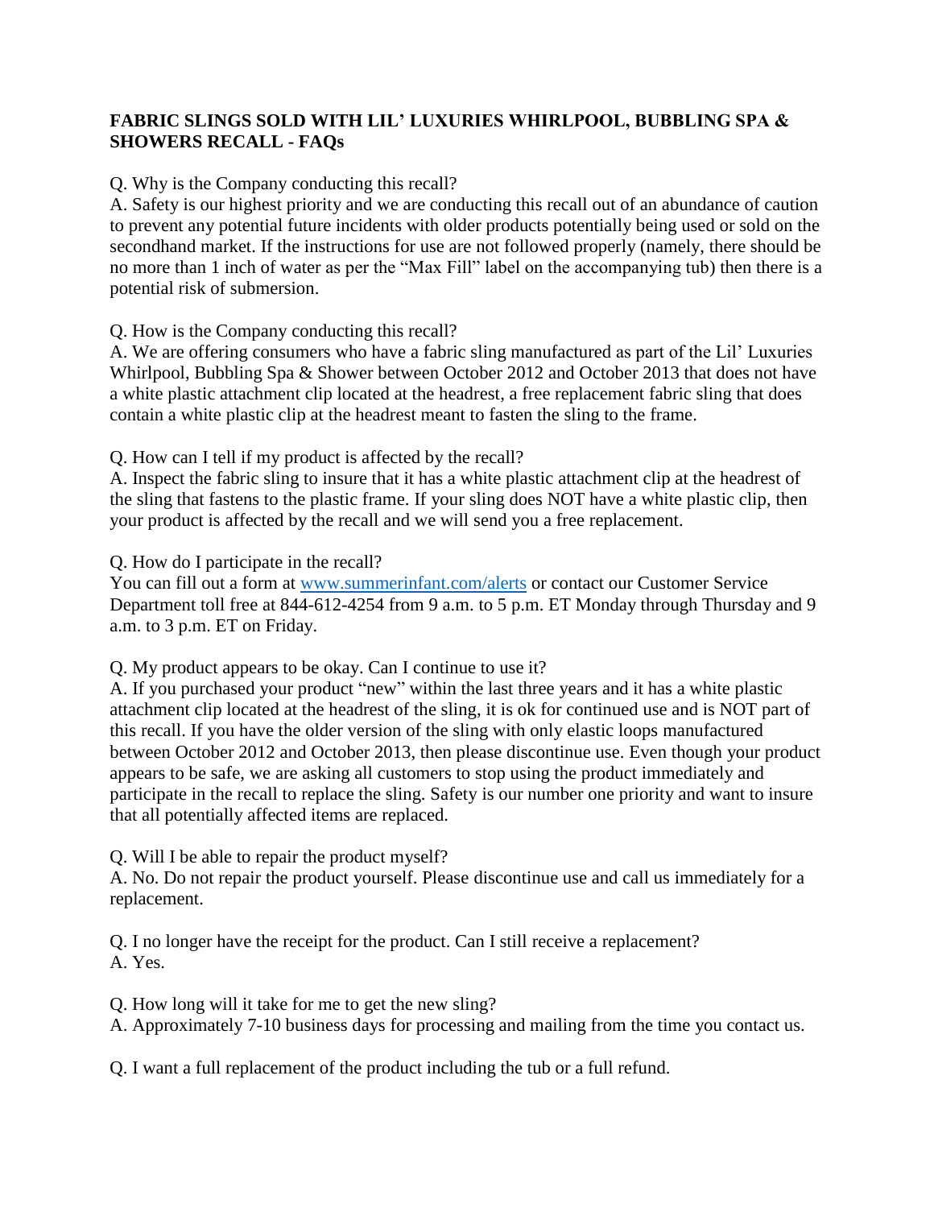**FABRIC SLINGS SOLD WITH LIL' LUXURIES WHIRLPOOL, BUBBLING SPA & SHOWERS RECALL - FAQs**

Q. Why is the Company conducting this recall?
A. Safety is our highest priority and we are conducting this recall out of an abundance of caution to prevent any potential future incidents with older products potentially being used or sold on the secondhand market. If the instructions for use are not followed properly (namely, there should be no more than 1 inch of water as per the "Max Fill" label on the accompanying tub) then there is a potential risk of submersion.

Q. How is the Company conducting this recall?
A. We are offering consumers who have a fabric sling manufactured as part of the Lil' Luxuries Whirlpool, Bubbling Spa & Shower between October 2012 and October 2013 that does not have a white plastic attachment clip located at the headrest, a free replacement fabric sling that does contain a white plastic clip at the headrest meant to fasten the sling to the frame.

Q. How can I tell if my product is affected by the recall?
A. Inspect the fabric sling to insure that it has a white plastic attachment clip at the headrest of the sling that fastens to the plastic frame. If your sling does NOT have a white plastic clip, then your product is affected by the recall and we will send you a free replacement.

Q. How do I participate in the recall?
You can fill out a form at [www.summerinfant.com/alerts](www.summerinfant.com/alerts) or contact our Customer Service Department toll free at 844-612-4254 from 9 a.m. to 5 p.m. ET Monday through Thursday and 9 a.m. to 3 p.m. ET on Friday.

Q. My product appears to be okay. Can I continue to use it?
A. If you purchased your product "new" within the last three years and it has a white plastic attachment clip located at the headrest of the sling, it is ok for continued use and is NOT part of this recall. If you have the older version of the sling with only elastic loops manufactured between October 2012 and October 2013, then please discontinue use. Even though your product appears to be safe, we are asking all customers to stop using the product immediately and participate in the recall to replace the sling. Safety is our number one priority and want to insure that all potentially affected items are replaced.

Q. Will I be able to repair the product myself?
A. No. Do not repair the product yourself. Please discontinue use and call us immediately for a replacement.

Q. I no longer have the receipt for the product. Can I still receive a replacement?
A. Yes.

Q. How long will it take for me to get the new sling?
A. Approximately 7-10 business days for processing and mailing from the time you contact us.

Q. I want a full replacement of the product including the tub or a full refund.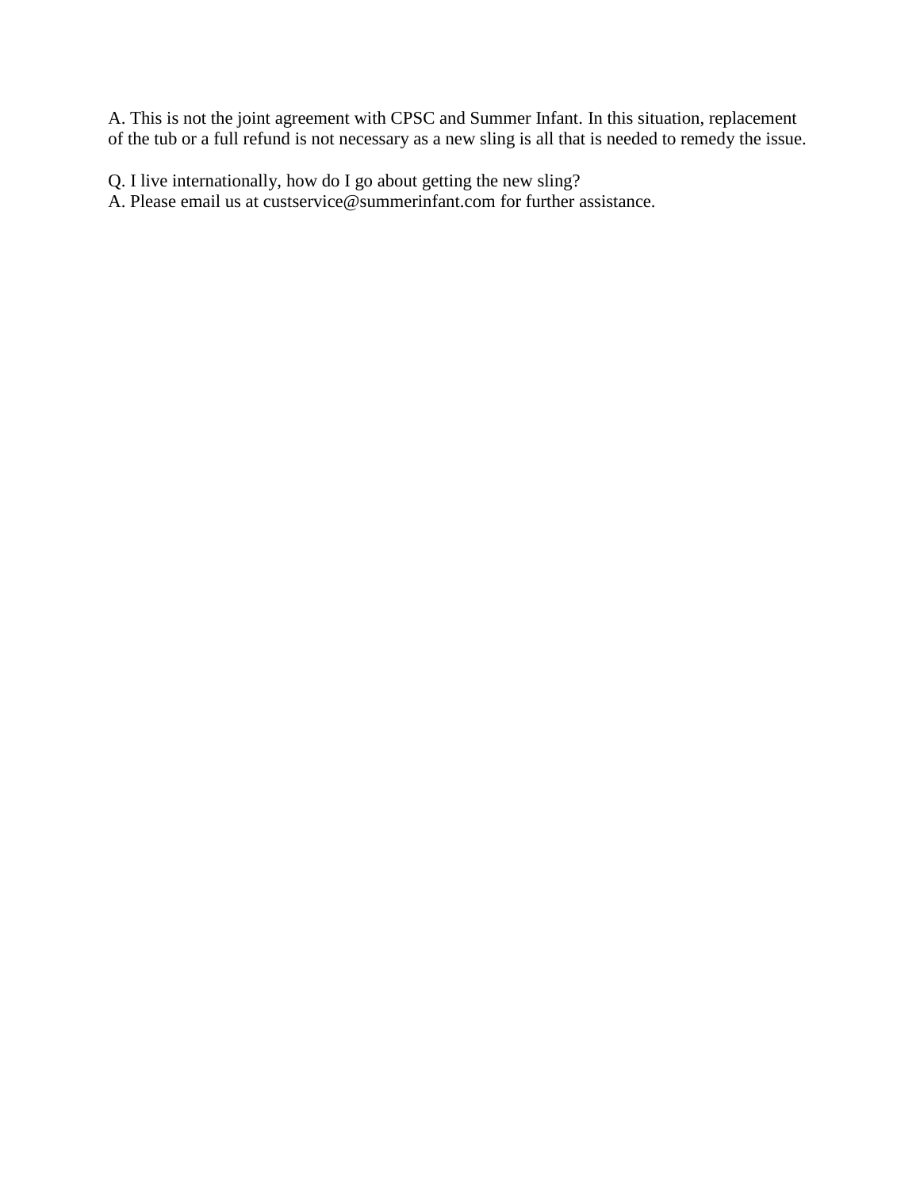A. This is not the joint agreement with CPSC and Summer Infant. In this situation, replacement of the tub or a full refund is not necessary as a new sling is all that is needed to remedy the issue.

Q. I live internationally, how do I go about getting the new sling?
A. Please email us at custservice@summerinfant.com for further assistance.